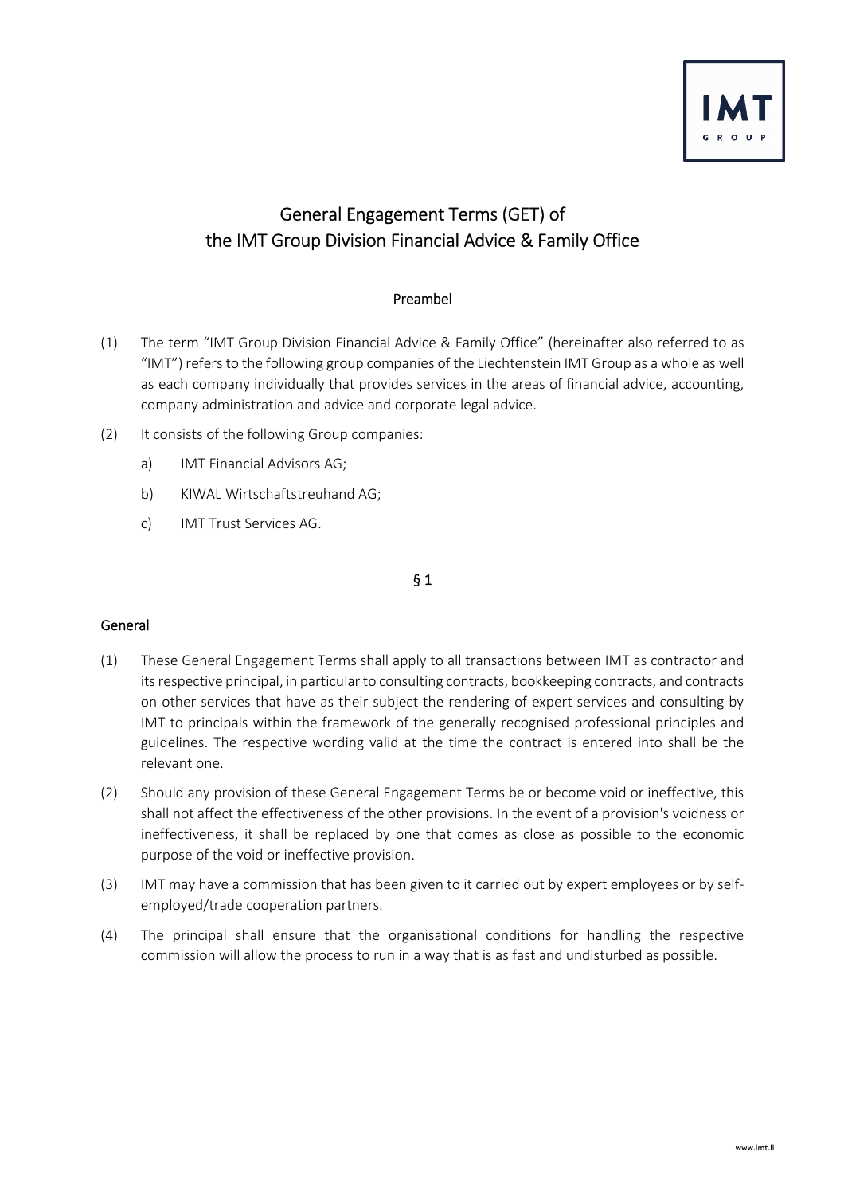# General Engagement Terms (GET) of the IMT Group Division Financial Advice & Family Office

## Preambel

(1) The term "IMT Group Division Financial Advice & Family Office" (hereinafter also referred to as "IMT") refers to the following group companies of the Liechtenstein IMT Group as a whole as well as each company individually that provides services in the areas of financial advice, accounting, company administration and advice and corporate legal advice.

(2) It consists of the following Group companies:

a) IMT Financial Advisors AG;

b) KIWAL Wirtschaftstreuhand AG;

c) IMT Trust Services AG.

## § 1

### General

(1) These General Engagement Terms shall apply to all transactions between IMT as contractor and its respective principal, in particular to consulting contracts, bookkeeping contracts, and contracts on other services that have as their subject the rendering of expert services and consulting by IMT to principals within the framework of the generally recognised professional principles and guidelines. The respective wording valid at the time the contract is entered into shall be the relevant one.

(2) Should any provision of these General Engagement Terms be or become void or ineffective, this shall not affect the effectiveness of the other provisions. In the event of a provision's voidness or ineffectiveness, it shall be replaced by one that comes as close as possible to the economic purpose of the void or ineffective provision.

(3) IMT may have a commission that has been given to it carried out by expert employees or by self-employed/trade cooperation partners.

(4) The principal shall ensure that the organisational conditions for handling the respective commission will allow the process to run in a way that is as fast and undisturbed as possible.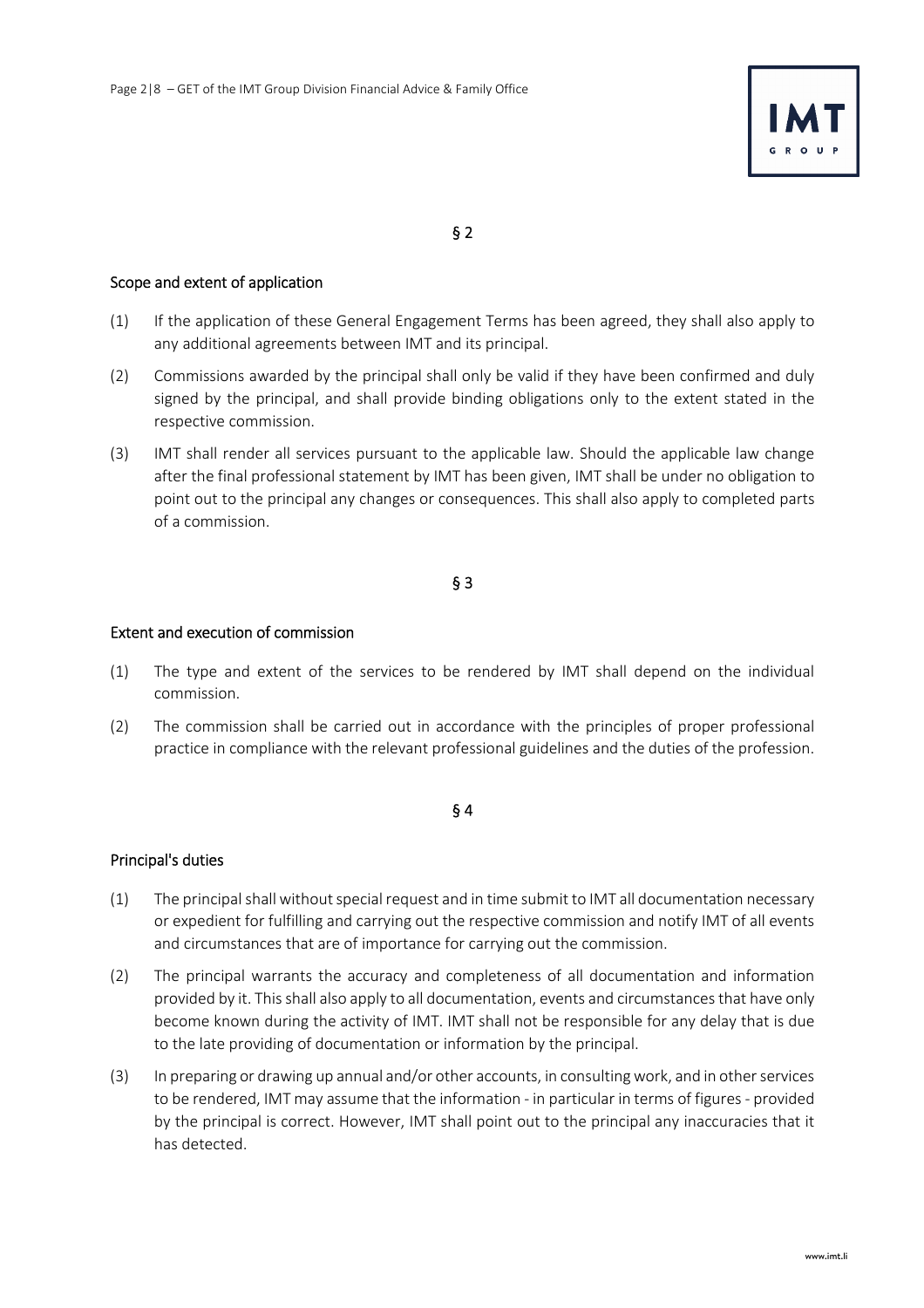§ 2

## Scope and extent of application

(1) If the application of these General Engagement Terms has been agreed, they shall also apply to any additional agreements between IMT and its principal.

(2) Commissions awarded by the principal shall only be valid if they have been confirmed and duly signed by the principal, and shall provide binding obligations only to the extent stated in the respective commission.

(3) IMT shall render all services pursuant to the applicable law. Should the applicable law change after the final professional statement by IMT has been given, IMT shall be under no obligation to point out to the principal any changes or consequences. This shall also apply to completed parts of a commission.

§ 3

## Extent and execution of commission

(1) The type and extent of the services to be rendered by IMT shall depend on the individual commission.

(2) The commission shall be carried out in accordance with the principles of proper professional practice in compliance with the relevant professional guidelines and the duties of the profession.

§ 4

## Principal's duties

(1) The principal shall without special request and in time submit to IMT all documentation necessary or expedient for fulfilling and carrying out the respective commission and notify IMT of all events and circumstances that are of importance for carrying out the commission.

(2) The principal warrants the accuracy and completeness of all documentation and information provided by it. This shall also apply to all documentation, events and circumstances that have only become known during the activity of IMT. IMT shall not be responsible for any delay that is due to the late providing of documentation or information by the principal.

(3) In preparing or drawing up annual and/or other accounts, in consulting work, and in other services to be rendered, IMT may assume that the information - in particular in terms of figures - provided by the principal is correct. However, IMT shall point out to the principal any inaccuracies that it has detected.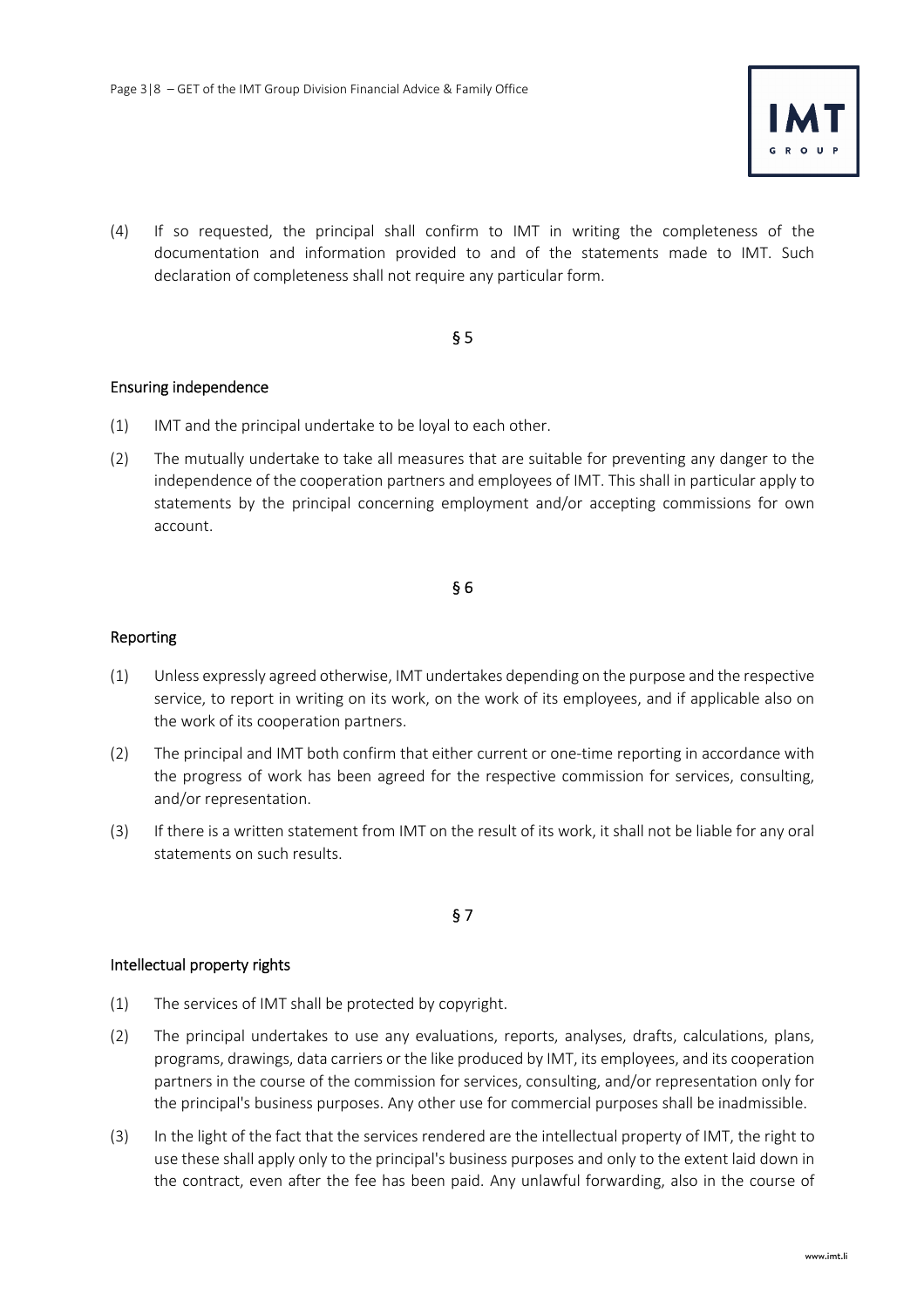(4) If so requested, the principal shall confirm to IMT in writing the completeness of the documentation and information provided to and of the statements made to IMT. Such declaration of completeness shall not require any particular form.

§ 5

## Ensuring independence

(1) IMT and the principal undertake to be loyal to each other.

(2) The mutually undertake to take all measures that are suitable for preventing any danger to the independence of the cooperation partners and employees of IMT. This shall in particular apply to statements by the principal concerning employment and/or accepting commissions for own account.

§ 6

## Reporting

(1) Unless expressly agreed otherwise, IMT undertakes depending on the purpose and the respective service, to report in writing on its work, on the work of its employees, and if applicable also on the work of its cooperation partners.

(2) The principal and IMT both confirm that either current or one-time reporting in accordance with the progress of work has been agreed for the respective commission for services, consulting, and/or representation.

(3) If there is a written statement from IMT on the result of its work, it shall not be liable for any oral statements on such results.

§ 7

## Intellectual property rights

(1) The services of IMT shall be protected by copyright.

(2) The principal undertakes to use any evaluations, reports, analyses, drafts, calculations, plans, programs, drawings, data carriers or the like produced by IMT, its employees, and its cooperation partners in the course of the commission for services, consulting, and/or representation only for the principal's business purposes. Any other use for commercial purposes shall be inadmissible.

(3) In the light of the fact that the services rendered are the intellectual property of IMT, the right to use these shall apply only to the principal's business purposes and only to the extent laid down in the contract, even after the fee has been paid. Any unlawful forwarding, also in the course of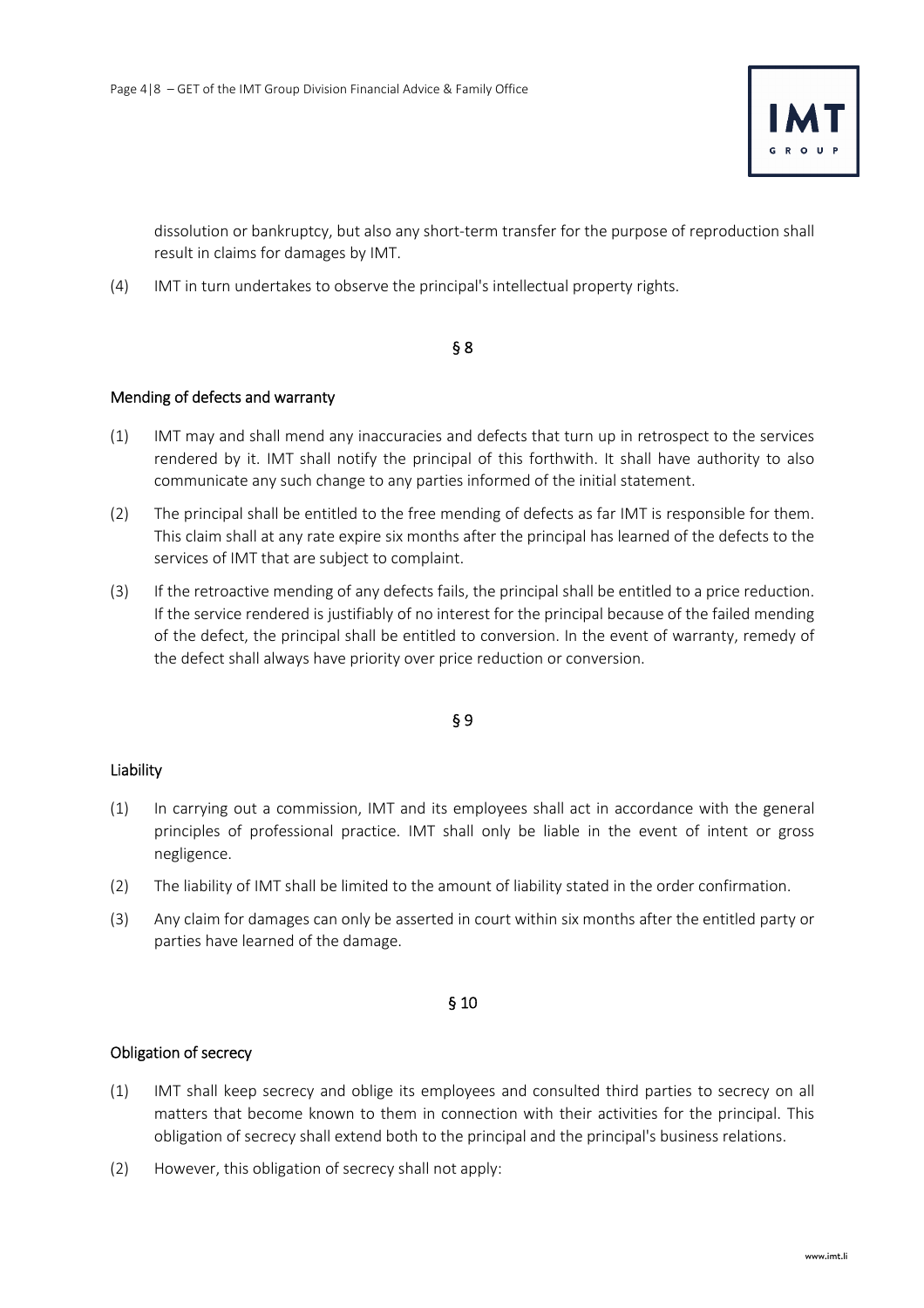dissolution or bankruptcy, but also any short-term transfer for the purpose of reproduction shall result in claims for damages by IMT.

(4) IMT in turn undertakes to observe the principal's intellectual property rights.

§ 8

## Mending of defects and warranty

(1) IMT may and shall mend any inaccuracies and defects that turn up in retrospect to the services rendered by it. IMT shall notify the principal of this forthwith. It shall have authority to also communicate any such change to any parties informed of the initial statement.

(2) The principal shall be entitled to the free mending of defects as far IMT is responsible for them. This claim shall at any rate expire six months after the principal has learned of the defects to the services of IMT that are subject to complaint.

(3) If the retroactive mending of any defects fails, the principal shall be entitled to a price reduction. If the service rendered is justifiably of no interest for the principal because of the failed mending of the defect, the principal shall be entitled to conversion. In the event of warranty, remedy of the defect shall always have priority over price reduction or conversion.

§ 9

## Liability

(1) In carrying out a commission, IMT and its employees shall act in accordance with the general principles of professional practice. IMT shall only be liable in the event of intent or gross negligence.

(2) The liability of IMT shall be limited to the amount of liability stated in the order confirmation.

(3) Any claim for damages can only be asserted in court within six months after the entitled party or parties have learned of the damage.

§ 10

## Obligation of secrecy

(1) IMT shall keep secrecy and oblige its employees and consulted third parties to secrecy on all matters that become known to them in connection with their activities for the principal. This obligation of secrecy shall extend both to the principal and the principal's business relations.

(2) However, this obligation of secrecy shall not apply: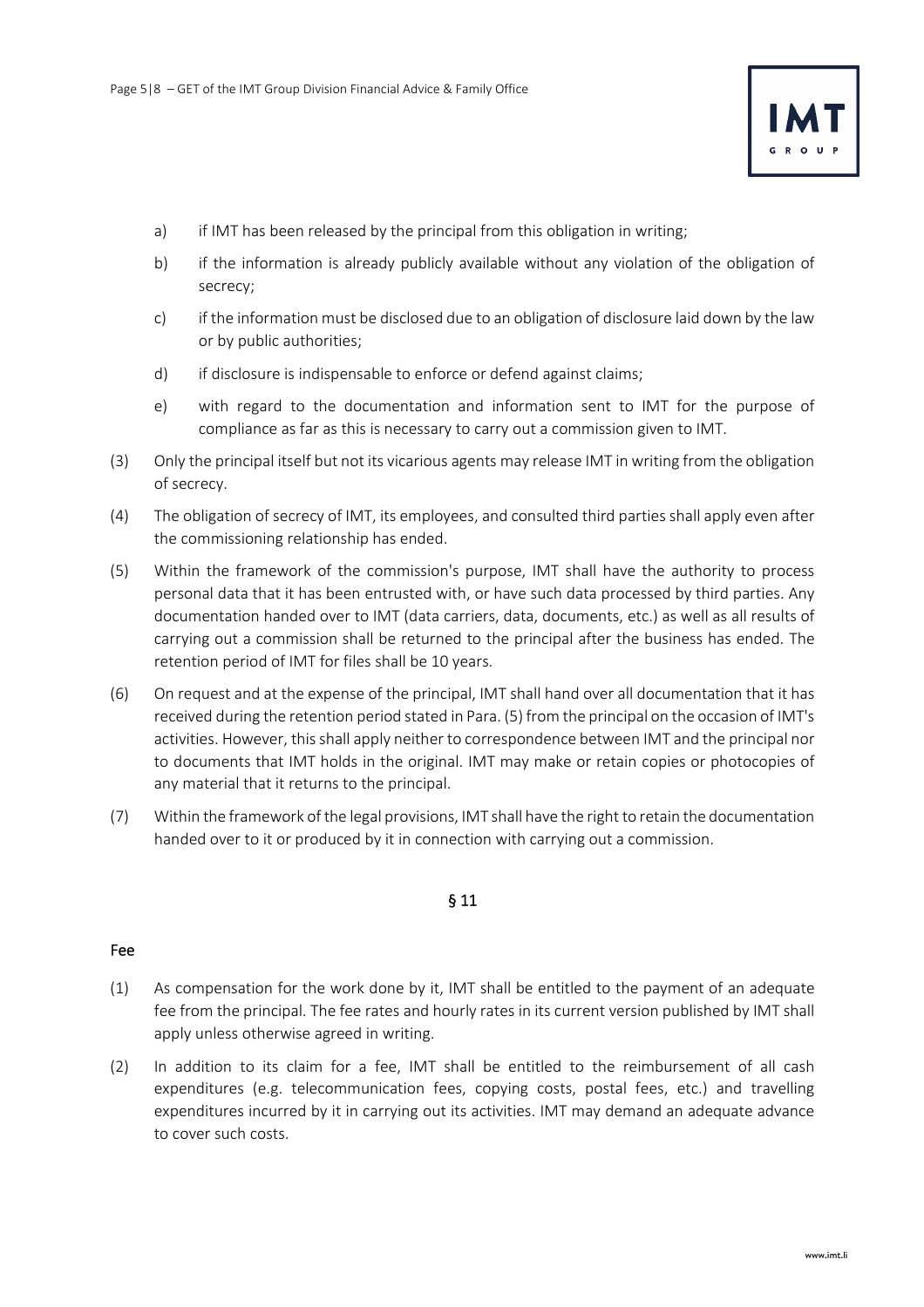a) if IMT has been released by the principal from this obligation in writing;

b) if the information is already publicly available without any violation of the obligation of secrecy;

c) if the information must be disclosed due to an obligation of disclosure laid down by the law or by public authorities;

d) if disclosure is indispensable to enforce or defend against claims;

e) with regard to the documentation and information sent to IMT for the purpose of compliance as far as this is necessary to carry out a commission given to IMT.

(3) Only the principal itself but not its vicarious agents may release IMT in writing from the obligation of secrecy.

(4) The obligation of secrecy of IMT, its employees, and consulted third parties shall apply even after the commissioning relationship has ended.

(5) Within the framework of the commission's purpose, IMT shall have the authority to process personal data that it has been entrusted with, or have such data processed by third parties. Any documentation handed over to IMT (data carriers, data, documents, etc.) as well as all results of carrying out a commission shall be returned to the principal after the business has ended. The retention period of IMT for files shall be 10 years.

(6) On request and at the expense of the principal, IMT shall hand over all documentation that it has received during the retention period stated in Para. (5) from the principal on the occasion of IMT's activities. However, this shall apply neither to correspondence between IMT and the principal nor to documents that IMT holds in the original. IMT may make or retain copies or photocopies of any material that it returns to the principal.

(7) Within the framework of the legal provisions, IMT shall have the right to retain the documentation handed over to it or produced by it in connection with carrying out a commission.

## § 11

### Fee

(1) As compensation for the work done by it, IMT shall be entitled to the payment of an adequate fee from the principal. The fee rates and hourly rates in its current version published by IMT shall apply unless otherwise agreed in writing.

(2) In addition to its claim for a fee, IMT shall be entitled to the reimbursement of all cash expenditures (e.g. telecommunication fees, copying costs, postal fees, etc.) and travelling expenditures incurred by it in carrying out its activities. IMT may demand an adequate advance to cover such costs.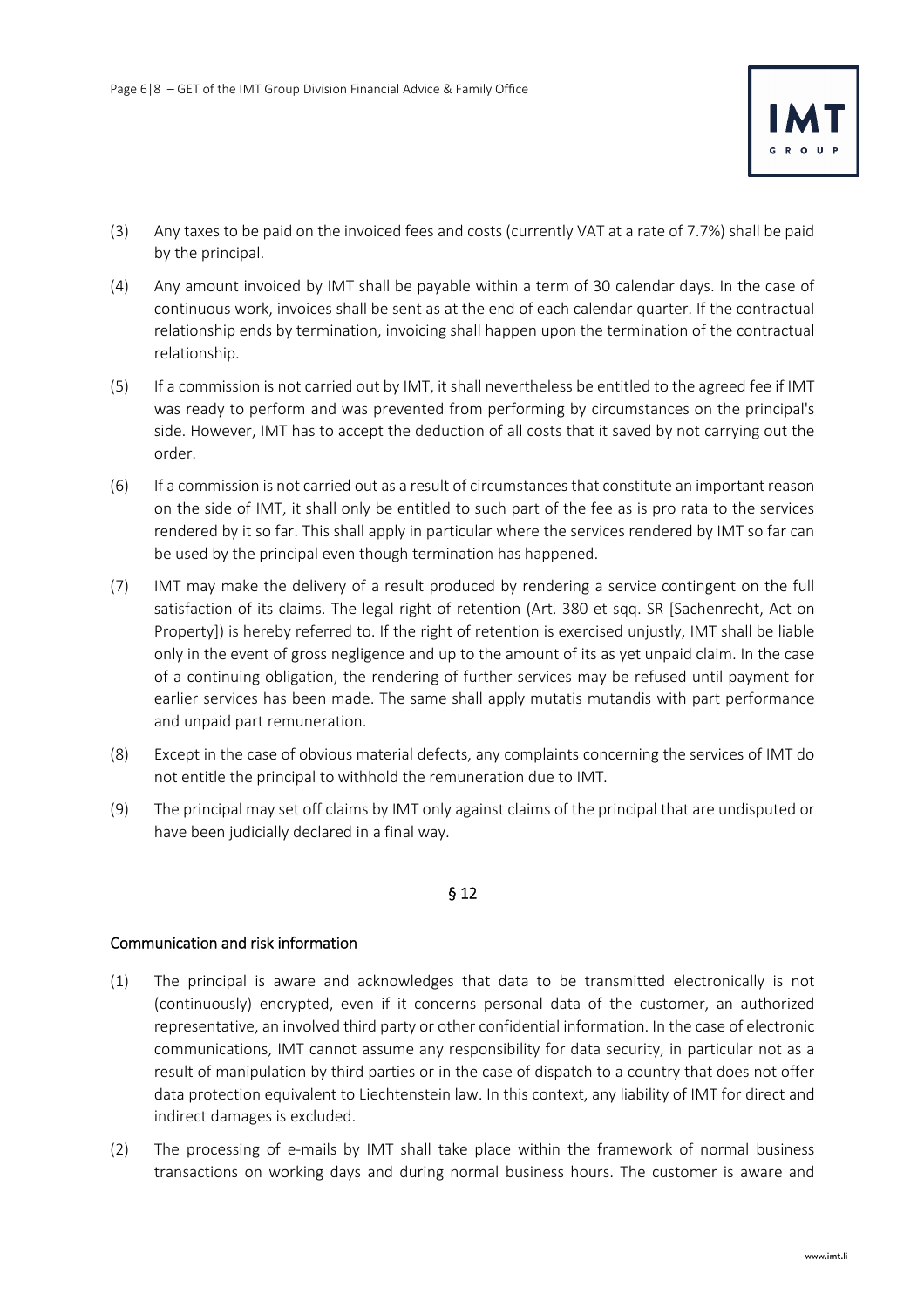(3) Any taxes to be paid on the invoiced fees and costs (currently VAT at a rate of 7.7%) shall be paid by the principal.

(4) Any amount invoiced by IMT shall be payable within a term of 30 calendar days. In the case of continuous work, invoices shall be sent as at the end of each calendar quarter. If the contractual relationship ends by termination, invoicing shall happen upon the termination of the contractual relationship.

(5) If a commission is not carried out by IMT, it shall nevertheless be entitled to the agreed fee if IMT was ready to perform and was prevented from performing by circumstances on the principal's side. However, IMT has to accept the deduction of all costs that it saved by not carrying out the order.

(6) If a commission is not carried out as a result of circumstances that constitute an important reason on the side of IMT, it shall only be entitled to such part of the fee as is pro rata to the services rendered by it so far. This shall apply in particular where the services rendered by IMT so far can be used by the principal even though termination has happened.

(7) IMT may make the delivery of a result produced by rendering a service contingent on the full satisfaction of its claims. The legal right of retention (Art. 380 et sqq. SR [Sachenrecht, Act on Property]) is hereby referred to. If the right of retention is exercised unjustly, IMT shall be liable only in the event of gross negligence and up to the amount of its as yet unpaid claim. In the case of a continuing obligation, the rendering of further services may be refused until payment for earlier services has been made. The same shall apply mutatis mutandis with part performance and unpaid part remuneration.

(8) Except in the case of obvious material defects, any complaints concerning the services of IMT do not entitle the principal to withhold the remuneration due to IMT.

(9) The principal may set off claims by IMT only against claims of the principal that are undisputed or have been judicially declared in a final way.

## § 12

### Communication and risk information

(1) The principal is aware and acknowledges that data to be transmitted electronically is not (continuously) encrypted, even if it concerns personal data of the customer, an authorized representative, an involved third party or other confidential information. In the case of electronic communications, IMT cannot assume any responsibility for data security, in particular not as a result of manipulation by third parties or in the case of dispatch to a country that does not offer data protection equivalent to Liechtenstein law. In this context, any liability of IMT for direct and indirect damages is excluded.

(2) The processing of e-mails by IMT shall take place within the framework of normal business transactions on working days and during normal business hours. The customer is aware and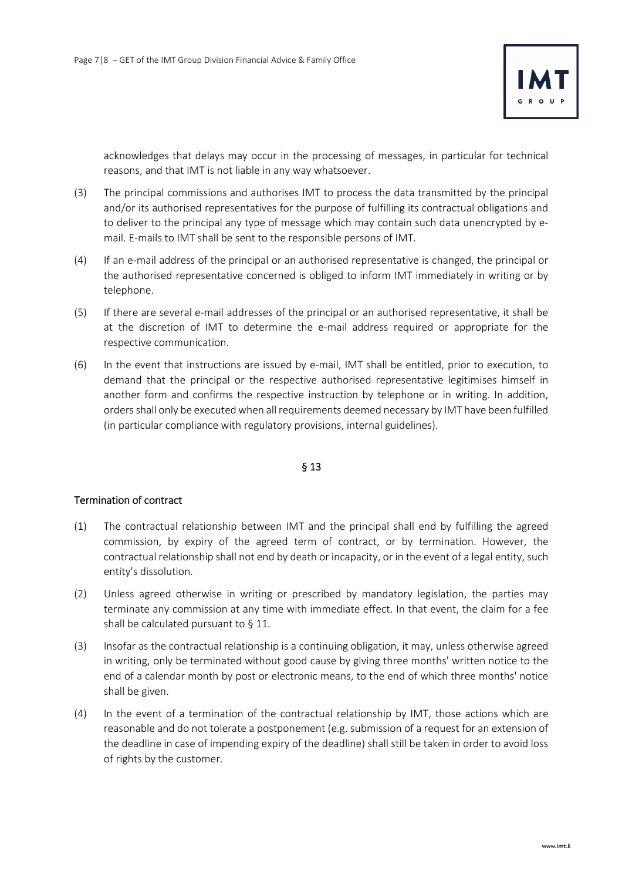acknowledges that delays may occur in the processing of messages, in particular for technical reasons, and that IMT is not liable in any way whatsoever.

(3) The principal commissions and authorises IMT to process the data transmitted by the principal and/or its authorised representatives for the purpose of fulfilling its contractual obligations and to deliver to the principal any type of message which may contain such data unencrypted by e-mail. E-mails to IMT shall be sent to the responsible persons of IMT.

(4) If an e-mail address of the principal or an authorised representative is changed, the principal or the authorised representative concerned is obliged to inform IMT immediately in writing or by telephone.

(5) If there are several e-mail addresses of the principal or an authorised representative, it shall be at the discretion of IMT to determine the e-mail address required or appropriate for the respective communication.

(6) In the event that instructions are issued by e-mail, IMT shall be entitled, prior to execution, to demand that the principal or the respective authorised representative legitimises himself in another form and confirms the respective instruction by telephone or in writing. In addition, orders shall only be executed when all requirements deemed necessary by IMT have been fulfilled (in particular compliance with regulatory provisions, internal guidelines).

## § 13

### Termination of contract

(1) The contractual relationship between IMT and the principal shall end by fulfilling the agreed commission, by expiry of the agreed term of contract, or by termination. However, the contractual relationship shall not end by death or incapacity, or in the event of a legal entity, such entity's dissolution.

(2) Unless agreed otherwise in writing or prescribed by mandatory legislation, the parties may terminate any commission at any time with immediate effect. In that event, the claim for a fee shall be calculated pursuant to § 11.

(3) Insofar as the contractual relationship is a continuing obligation, it may, unless otherwise agreed in writing, only be terminated without good cause by giving three months' written notice to the end of a calendar month by post or electronic means, to the end of which three months' notice shall be given.

(4) In the event of a termination of the contractual relationship by IMT, those actions which are reasonable and do not tolerate a postponement (e.g. submission of a request for an extension of the deadline in case of impending expiry of the deadline) shall still be taken in order to avoid loss of rights by the customer.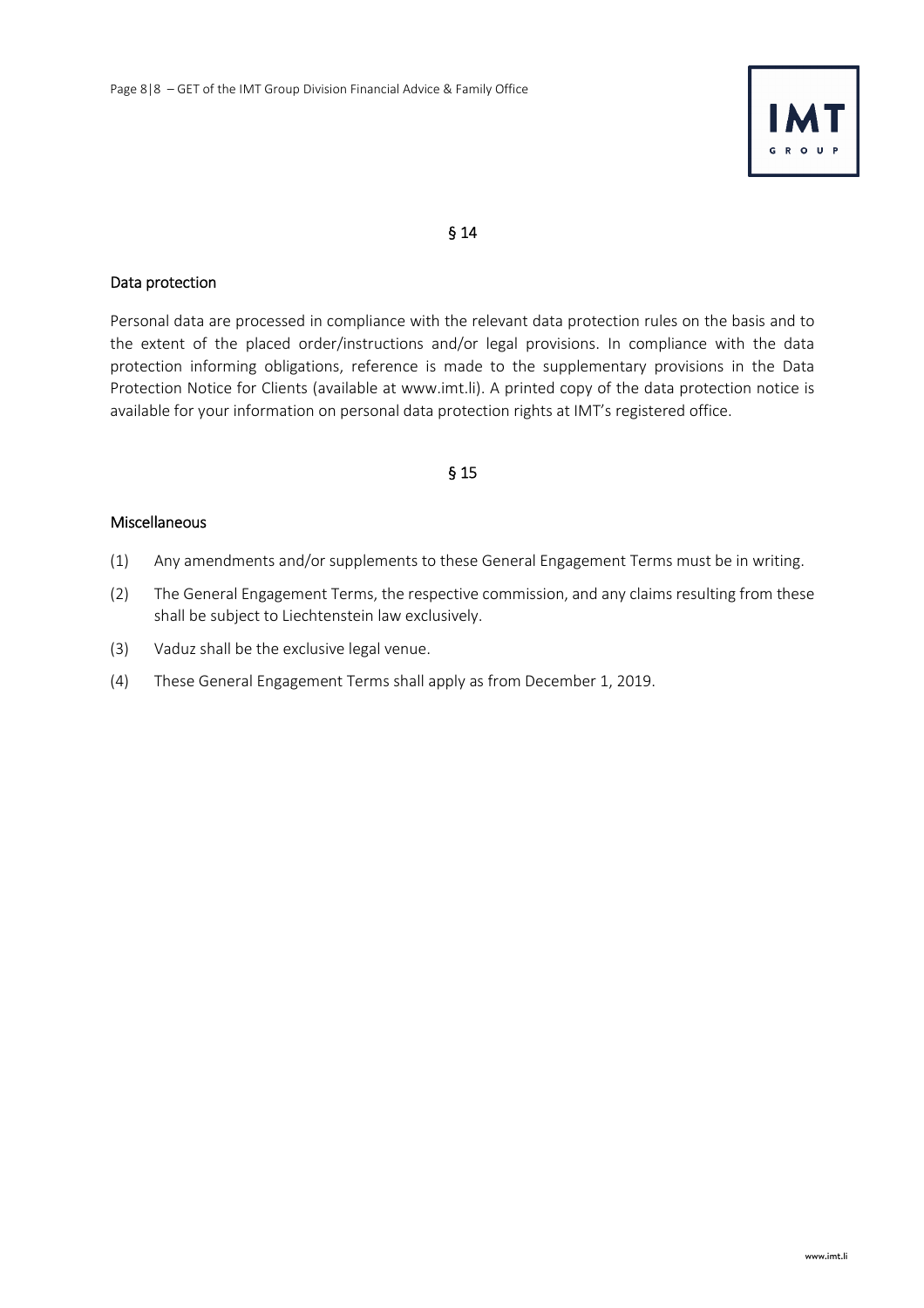## § 14

### Data protection

Personal data are processed in compliance with the relevant data protection rules on the basis and to the extent of the placed order/instructions and/or legal provisions. In compliance with the data protection informing obligations, reference is made to the supplementary provisions in the Data Protection Notice for Clients (available at www.imt.li). A printed copy of the data protection notice is available for your information on personal data protection rights at IMT's registered office.

## § 15

### Miscellaneous

(1) Any amendments and/or supplements to these General Engagement Terms must be in writing.

(2) The General Engagement Terms, the respective commission, and any claims resulting from these shall be subject to Liechtenstein law exclusively.

(3) Vaduz shall be the exclusive legal venue.

(4) These General Engagement Terms shall apply as from December 1, 2019.